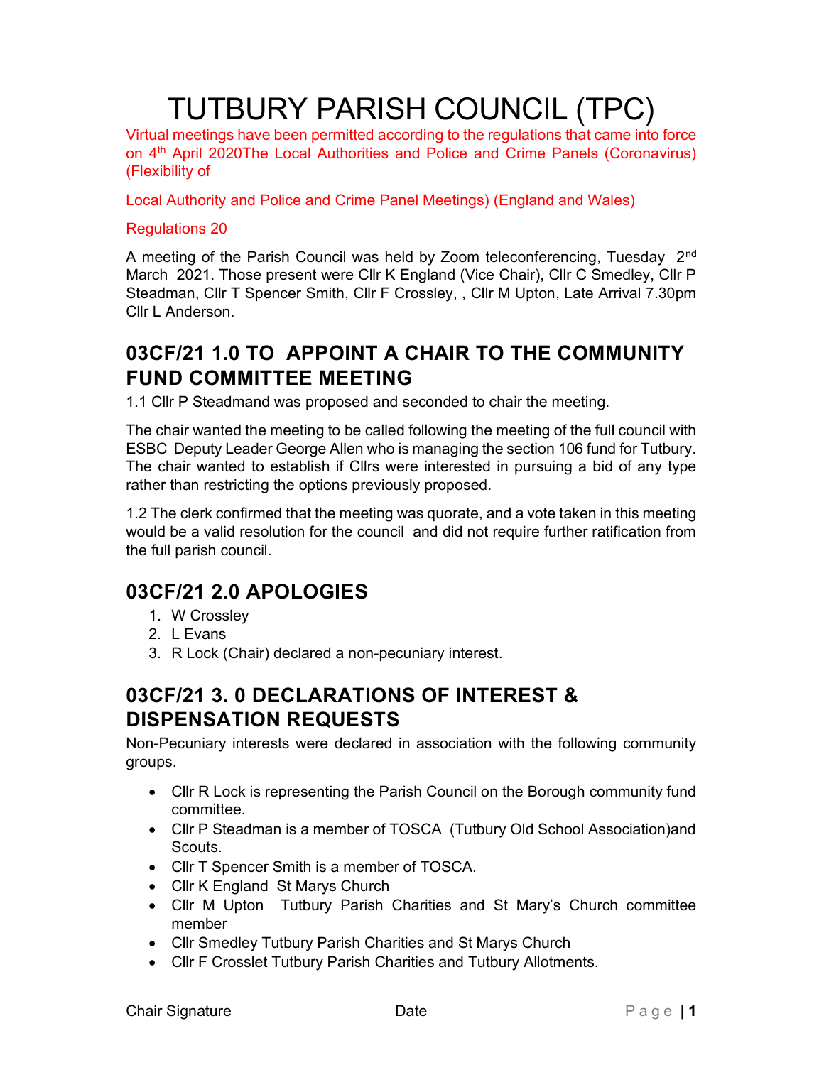# TUTBURY PARISH COUNCIL (TPC)

Virtual meetings have been permitted according to the regulations that came into force on 4th April 2020The Local Authorities and Police and Crime Panels (Coronavirus) (Flexibility of

Local Authority and Police and Crime Panel Meetings) (England and Wales)

Regulations 20

A meeting of the Parish Council was held by Zoom teleconferencing, Tuesday 2nd March 2021. Those present were Cllr K England (Vice Chair), Cllr C Smedley, Cllr P Steadman, Cllr T Spencer Smith, Cllr F Crossley, , Cllr M Upton, Late Arrival 7.30pm Cllr L Anderson.

## 03CF/21 1.0 TO APPOINT A CHAIR TO THE COMMUNITY FUND COMMITTEE MEETING

1.1 Cllr P Steadmand was proposed and seconded to chair the meeting.

The chair wanted the meeting to be called following the meeting of the full council with ESBC Deputy Leader George Allen who is managing the section 106 fund for Tutbury. The chair wanted to establish if Cllrs were interested in pursuing a bid of any type rather than restricting the options previously proposed.

1.2 The clerk confirmed that the meeting was quorate, and a vote taken in this meeting would be a valid resolution for the council and did not require further ratification from the full parish council.

## 03CF/21 2.0 APOLOGIES

1. W Crossley
2. L Evans
3. R Lock (Chair) declared a non-pecuniary interest.

## 03CF/21 3. 0 DECLARATIONS OF INTEREST & DISPENSATION REQUESTS

Non-Pecuniary interests were declared in association with the following community groups.

- Cllr R Lock is representing the Parish Council on the Borough community fund committee.
- Cllr P Steadman is a member of TOSCA (Tutbury Old School Association)and Scouts.
- Cllr T Spencer Smith is a member of TOSCA.
- Cllr K England St Marys Church
- Cllr M Upton Tutbury Parish Charities and St Mary's Church committee member
- Cllr Smedley Tutbury Parish Charities and St Marys Church
- Cllr F Crosslet Tutbury Parish Charities and Tutbury Allotments.

Chair Signature Date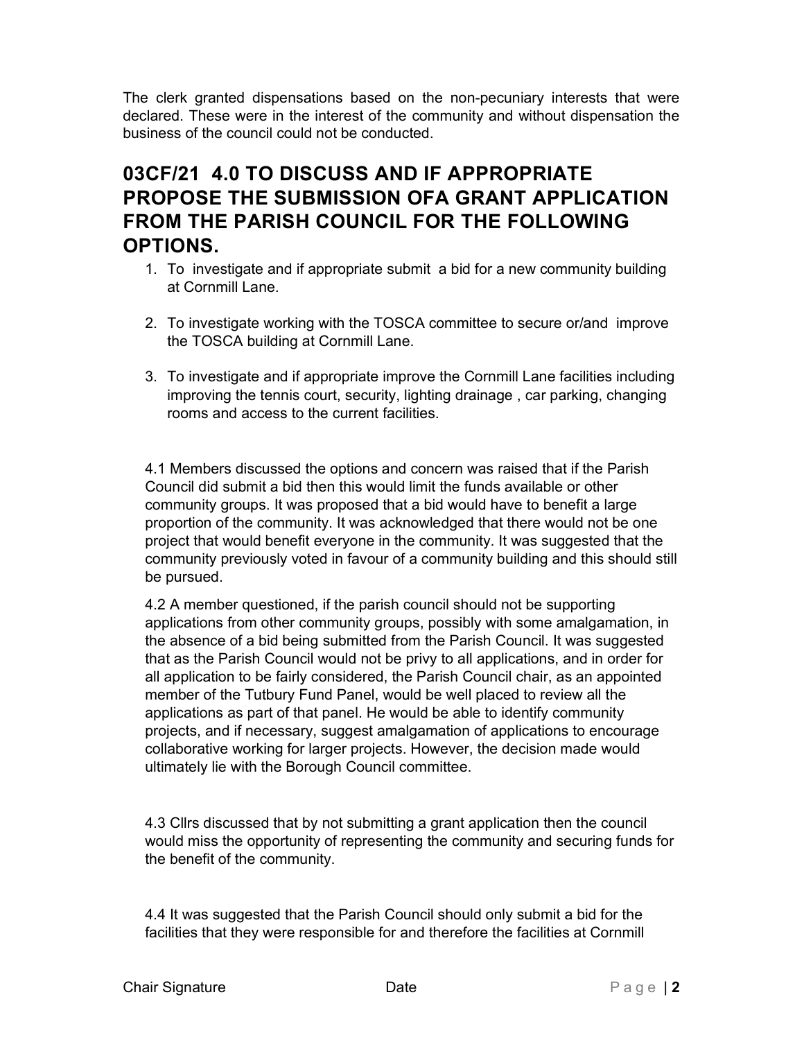The clerk granted dispensations based on the non-pecuniary interests that were declared. These were in the interest of the community and without dispensation the business of the council could not be conducted.

## 03CF/21 4.0 TO DISCUSS AND IF APPROPRIATE PROPOSE THE SUBMISSION OFA GRANT APPLICATION FROM THE PARISH COUNCIL FOR THE FOLLOWING OPTIONS.

1. To investigate and if appropriate submit a bid for a new community building at Cornmill Lane.
2. To investigate working with the TOSCA committee to secure or/and improve the TOSCA building at Cornmill Lane.
3. To investigate and if appropriate improve the Cornmill Lane facilities including improving the tennis court, security, lighting drainage , car parking, changing rooms and access to the current facilities.

4.1 Members discussed the options and concern was raised that if the Parish Council did submit a bid then this would limit the funds available or other community groups. It was proposed that a bid would have to benefit a large proportion of the community. It was acknowledged that there would not be one project that would benefit everyone in the community. It was suggested that the community previously voted in favour of a community building and this should still be pursued.

4.2 A member questioned, if the parish council should not be supporting applications from other community groups, possibly with some amalgamation, in the absence of a bid being submitted from the Parish Council. It was suggested that as the Parish Council would not be privy to all applications, and in order for all application to be fairly considered, the Parish Council chair, as an appointed member of the Tutbury Fund Panel, would be well placed to review all the applications as part of that panel. He would be able to identify community projects, and if necessary, suggest amalgamation of applications to encourage collaborative working for larger projects. However, the decision made would ultimately lie with the Borough Council committee.

4.3 Cllrs discussed that by not submitting a grant application then the council would miss the opportunity of representing the community and securing funds for the benefit of the community.

4.4 It was suggested that the Parish Council should only submit a bid for the facilities that they were responsible for and therefore the facilities at Cornmill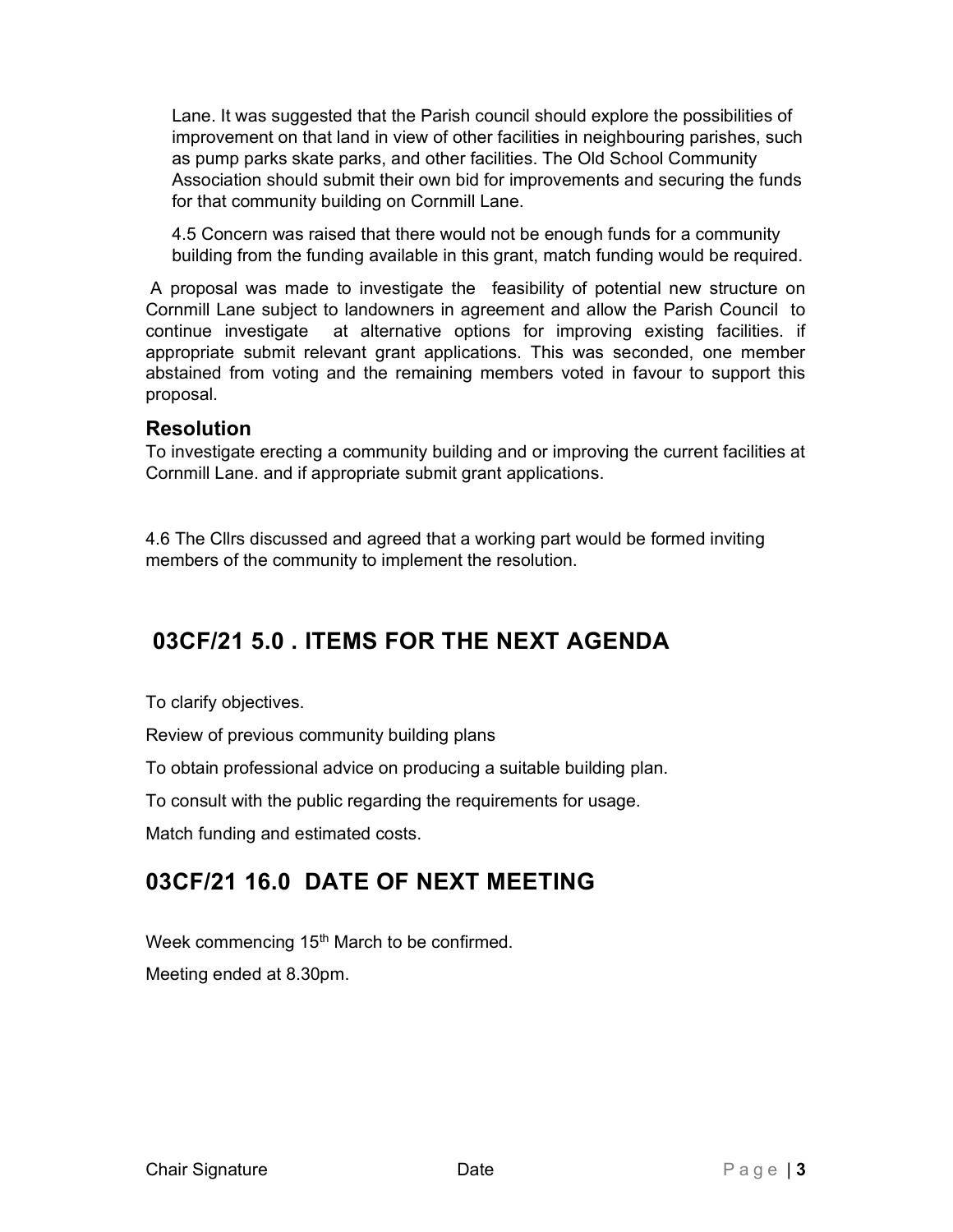Lane. It was suggested that the Parish council should explore the possibilities of improvement on that land in view of other facilities in neighbouring parishes, such as pump parks skate parks, and other facilities. The Old School Community Association should submit their own bid for improvements and securing the funds for that community building on Cornmill Lane.

4.5 Concern was raised that there would not be enough funds for a community building from the funding available in this grant, match funding would be required.

A proposal was made to investigate the feasibility of potential new structure on Cornmill Lane subject to landowners in agreement and allow the Parish Council to continue investigate at alternative options for improving existing facilities. if appropriate submit relevant grant applications. This was seconded, one member abstained from voting and the remaining members voted in favour to support this proposal.

### Resolution

To investigate erecting a community building and or improving the current facilities at Cornmill Lane. and if appropriate submit grant applications.

4.6 The Cllrs discussed and agreed that a working part would be formed inviting members of the community to implement the resolution.

## 03CF/21 5.0 . ITEMS FOR THE NEXT AGENDA

To clarify objectives.

Review of previous community building plans

To obtain professional advice on producing a suitable building plan.

To consult with the public regarding the requirements for usage.

Match funding and estimated costs.

## 03CF/21 16.0 DATE OF NEXT MEETING

Week commencing 15th March to be confirmed.

Meeting ended at 8.30pm.

Chair Signature Date